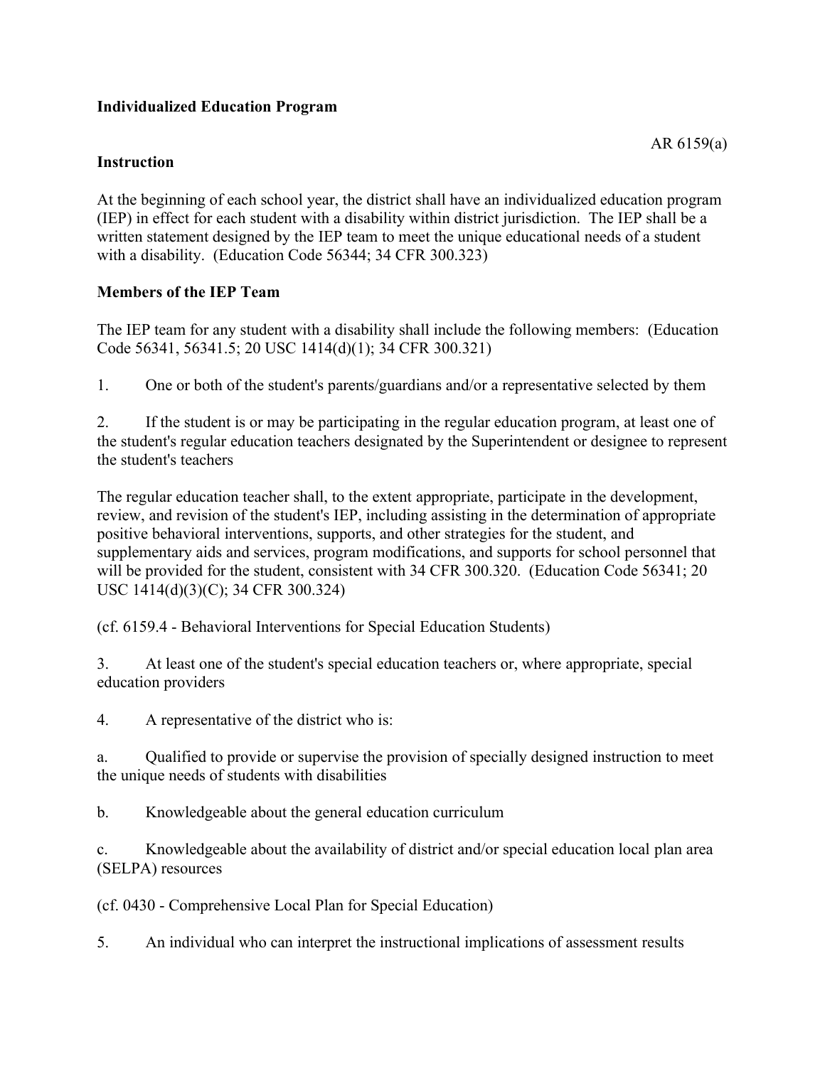**Individualized Education Program**

AR 6159(a)

**Instruction**

At the beginning of each school year, the district shall have an individualized education program (IEP) in effect for each student with a disability within district jurisdiction. The IEP shall be a written statement designed by the IEP team to meet the unique educational needs of a student with a disability. (Education Code 56344; 34 CFR 300.323)

**Members of the IEP Team**

The IEP team for any student with a disability shall include the following members: (Education Code 56341, 56341.5; 20 USC 1414(d)(1); 34 CFR 300.321)

1. One or both of the student's parents/guardians and/or a representative selected by them

2. If the student is or may be participating in the regular education program, at least one of the student's regular education teachers designated by the Superintendent or designee to represent the student's teachers

The regular education teacher shall, to the extent appropriate, participate in the development, review, and revision of the student's IEP, including assisting in the determination of appropriate positive behavioral interventions, supports, and other strategies for the student, and supplementary aids and services, program modifications, and supports for school personnel that will be provided for the student, consistent with 34 CFR 300.320. (Education Code 56341; 20 USC 1414(d)(3)(C); 34 CFR 300.324)

(cf. 6159.4 - Behavioral Interventions for Special Education Students)

3. At least one of the student's special education teachers or, where appropriate, special education providers

4. A representative of the district who is:

a. Qualified to provide or supervise the provision of specially designed instruction to meet the unique needs of students with disabilities

b. Knowledgeable about the general education curriculum

c. Knowledgeable about the availability of district and/or special education local plan area (SELPA) resources

(cf. 0430 - Comprehensive Local Plan for Special Education)

5. An individual who can interpret the instructional implications of assessment results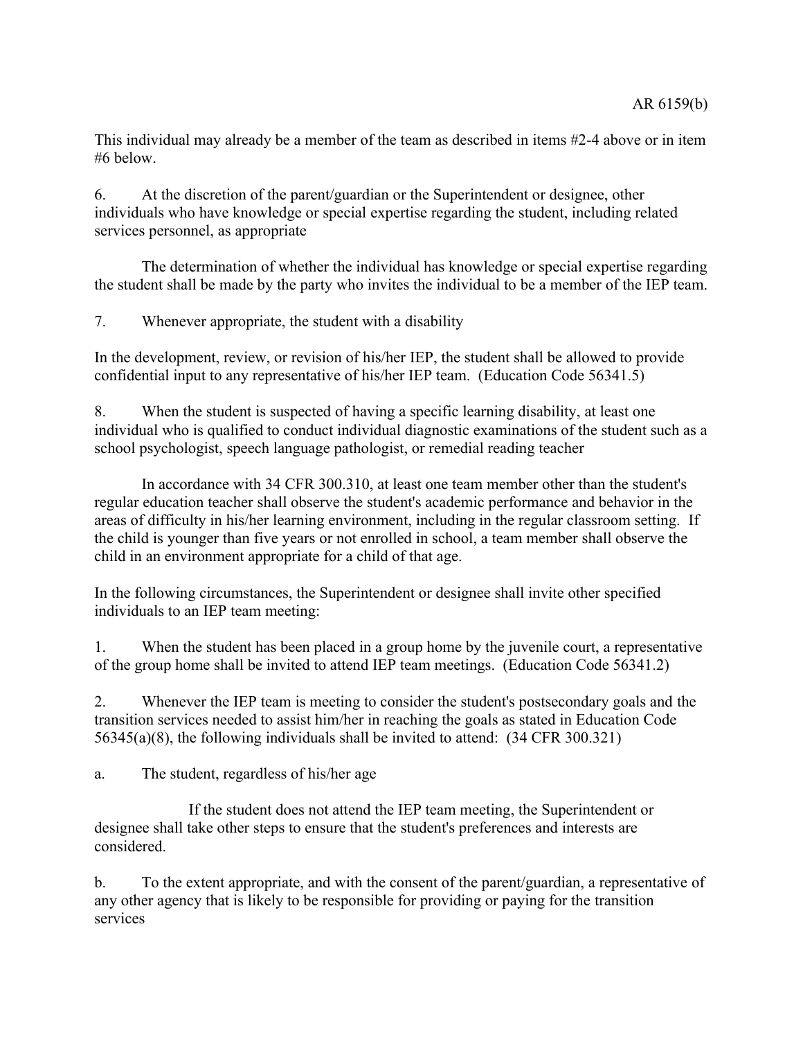This individual may already be a member of the team as described in items #2-4 above or in item #6 below.

6. At the discretion of the parent/guardian or the Superintendent or designee, other individuals who have knowledge or special expertise regarding the student, including related services personnel, as appropriate

   The determination of whether the individual has knowledge or special expertise regarding the student shall be made by the party who invites the individual to be a member of the IEP team.

7. Whenever appropriate, the student with a disability

In the development, review, or revision of his/her IEP, the student shall be allowed to provide confidential input to any representative of his/her IEP team. (Education Code 56341.5)

8. When the student is suspected of having a specific learning disability, at least one individual who is qualified to conduct individual diagnostic examinations of the student such as a school psychologist, speech language pathologist, or remedial reading teacher

   In accordance with 34 CFR 300.310, at least one team member other than the student's regular education teacher shall observe the student's academic performance and behavior in the areas of difficulty in his/her learning environment, including in the regular classroom setting. If the child is younger than five years or not enrolled in school, a team member shall observe the child in an environment appropriate for a child of that age.

In the following circumstances, the Superintendent or designee shall invite other specified individuals to an IEP team meeting:

1. When the student has been placed in a group home by the juvenile court, a representative of the group home shall be invited to attend IEP team meetings. (Education Code 56341.2)

2. Whenever the IEP team is meeting to consider the student's postsecondary goals and the transition services needed to assist him/her in reaching the goals as stated in Education Code 56345(a)(8), the following individuals shall be invited to attend: (34 CFR 300.321)

a. The student, regardless of his/her age

   If the student does not attend the IEP team meeting, the Superintendent or designee shall take other steps to ensure that the student's preferences and interests are considered.

b. To the extent appropriate, and with the consent of the parent/guardian, a representative of any other agency that is likely to be responsible for providing or paying for the transition services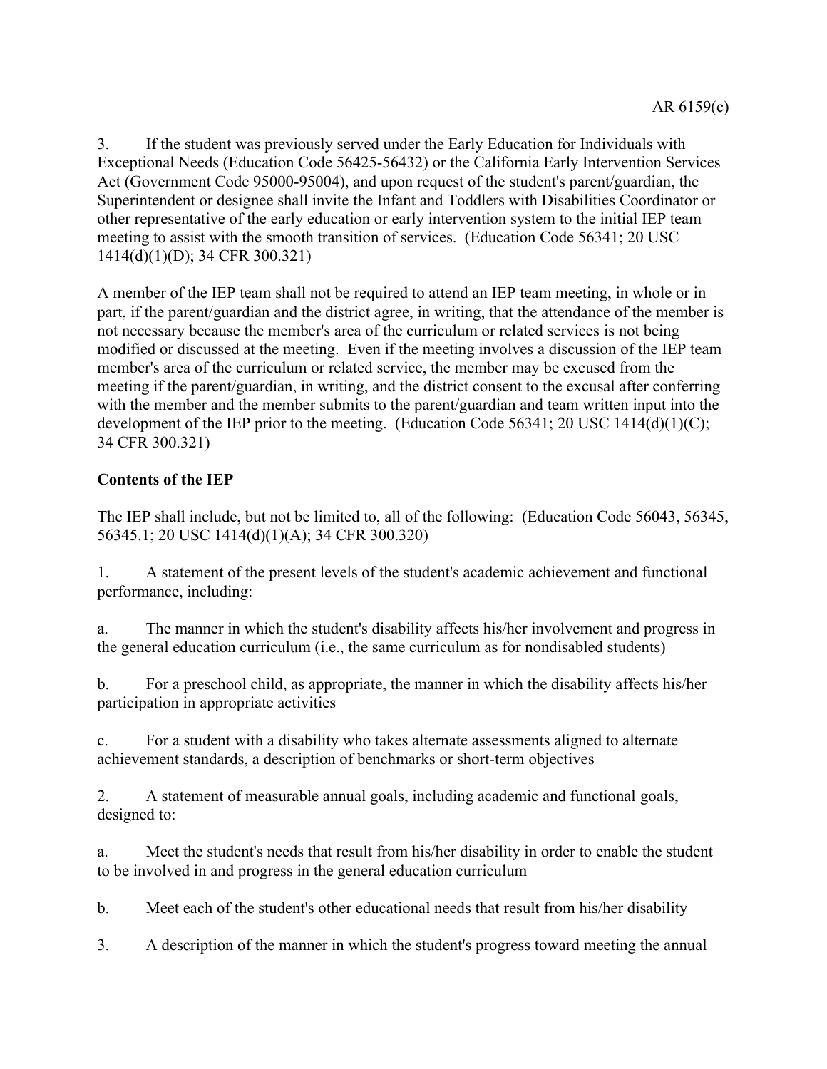3. If the student was previously served under the Early Education for Individuals with Exceptional Needs (Education Code 56425-56432) or the California Early Intervention Services Act (Government Code 95000-95004), and upon request of the student's parent/guardian, the Superintendent or designee shall invite the Infant and Toddlers with Disabilities Coordinator or other representative of the early education or early intervention system to the initial IEP team meeting to assist with the smooth transition of services. (Education Code 56341; 20 USC 1414(d)(1)(D); 34 CFR 300.321)

A member of the IEP team shall not be required to attend an IEP team meeting, in whole or in part, if the parent/guardian and the district agree, in writing, that the attendance of the member is not necessary because the member's area of the curriculum or related services is not being modified or discussed at the meeting. Even if the meeting involves a discussion of the IEP team member's area of the curriculum or related service, the member may be excused from the meeting if the parent/guardian, in writing, and the district consent to the excusal after conferring with the member and the member submits to the parent/guardian and team written input into the development of the IEP prior to the meeting. (Education Code 56341; 20 USC 1414(d)(1)(C); 34 CFR 300.321)

**Contents of the IEP**

The IEP shall include, but not be limited to, all of the following: (Education Code 56043, 56345, 56345.1; 20 USC 1414(d)(1)(A); 34 CFR 300.320)

1. A statement of the present levels of the student's academic achievement and functional performance, including:

a. The manner in which the student's disability affects his/her involvement and progress in the general education curriculum (i.e., the same curriculum as for nondisabled students)

b. For a preschool child, as appropriate, the manner in which the disability affects his/her participation in appropriate activities

c. For a student with a disability who takes alternate assessments aligned to alternate achievement standards, a description of benchmarks or short-term objectives

2. A statement of measurable annual goals, including academic and functional goals, designed to:

a. Meet the student's needs that result from his/her disability in order to enable the student to be involved in and progress in the general education curriculum

b. Meet each of the student's other educational needs that result from his/her disability

3. A description of the manner in which the student's progress toward meeting the annual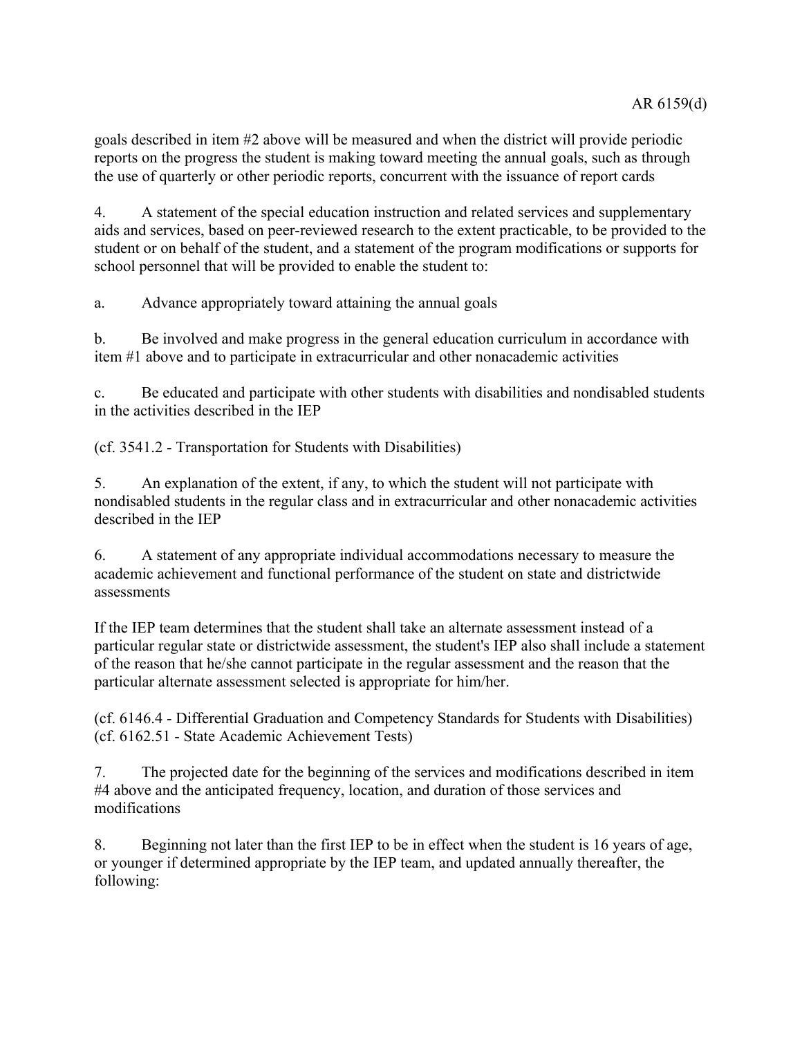goals described in item #2 above will be measured and when the district will provide periodic reports on the progress the student is making toward meeting the annual goals, such as through the use of quarterly or other periodic reports, concurrent with the issuance of report cards

4. A statement of the special education instruction and related services and supplementary aids and services, based on peer-reviewed research to the extent practicable, to be provided to the student or on behalf of the student, and a statement of the program modifications or supports for school personnel that will be provided to enable the student to:

a. Advance appropriately toward attaining the annual goals

b. Be involved and make progress in the general education curriculum in accordance with item #1 above and to participate in extracurricular and other nonacademic activities

c. Be educated and participate with other students with disabilities and nondisabled students in the activities described in the IEP

(cf. 3541.2 - Transportation for Students with Disabilities)

5. An explanation of the extent, if any, to which the student will not participate with nondisabled students in the regular class and in extracurricular and other nonacademic activities described in the IEP

6. A statement of any appropriate individual accommodations necessary to measure the academic achievement and functional performance of the student on state and districtwide assessments

If the IEP team determines that the student shall take an alternate assessment instead of a particular regular state or districtwide assessment, the student's IEP also shall include a statement of the reason that he/she cannot participate in the regular assessment and the reason that the particular alternate assessment selected is appropriate for him/her.

(cf. 6146.4 - Differential Graduation and Competency Standards for Students with Disabilities)
(cf. 6162.51 - State Academic Achievement Tests)

7. The projected date for the beginning of the services and modifications described in item #4 above and the anticipated frequency, location, and duration of those services and modifications

8. Beginning not later than the first IEP to be in effect when the student is 16 years of age, or younger if determined appropriate by the IEP team, and updated annually thereafter, the following: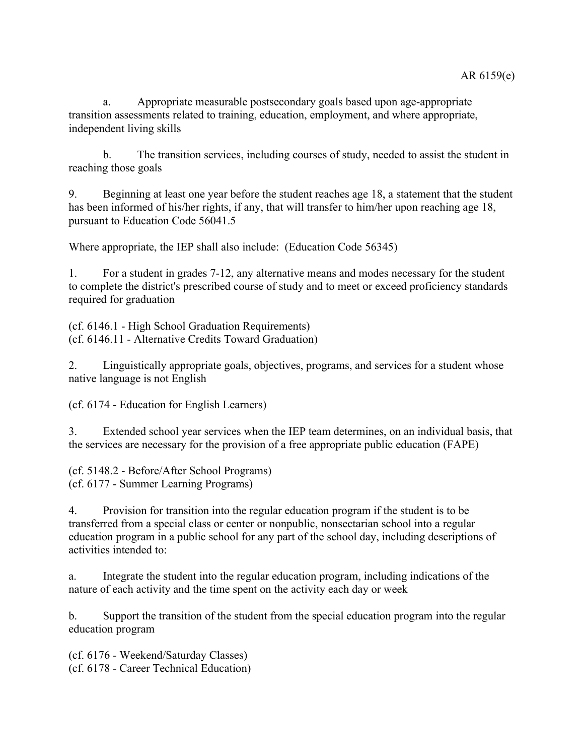a. Appropriate measurable postsecondary goals based upon age-appropriate transition assessments related to training, education, employment, and where appropriate, independent living skills

b. The transition services, including courses of study, needed to assist the student in reaching those goals

9. Beginning at least one year before the student reaches age 18, a statement that the student has been informed of his/her rights, if any, that will transfer to him/her upon reaching age 18, pursuant to Education Code 56041.5

Where appropriate, the IEP shall also include: (Education Code 56345)

1. For a student in grades 7-12, any alternative means and modes necessary for the student to complete the district's prescribed course of study and to meet or exceed proficiency standards required for graduation

(cf. 6146.1 - High School Graduation Requirements)
(cf. 6146.11 - Alternative Credits Toward Graduation)

2. Linguistically appropriate goals, objectives, programs, and services for a student whose native language is not English

(cf. 6174 - Education for English Learners)

3. Extended school year services when the IEP team determines, on an individual basis, that the services are necessary for the provision of a free appropriate public education (FAPE)

(cf. 5148.2 - Before/After School Programs)
(cf. 6177 - Summer Learning Programs)

4. Provision for transition into the regular education program if the student is to be transferred from a special class or center or nonpublic, nonsectarian school into a regular education program in a public school for any part of the school day, including descriptions of activities intended to:

a. Integrate the student into the regular education program, including indications of the nature of each activity and the time spent on the activity each day or week

b. Support the transition of the student from the special education program into the regular education program

(cf. 6176 - Weekend/Saturday Classes)
(cf. 6178 - Career Technical Education)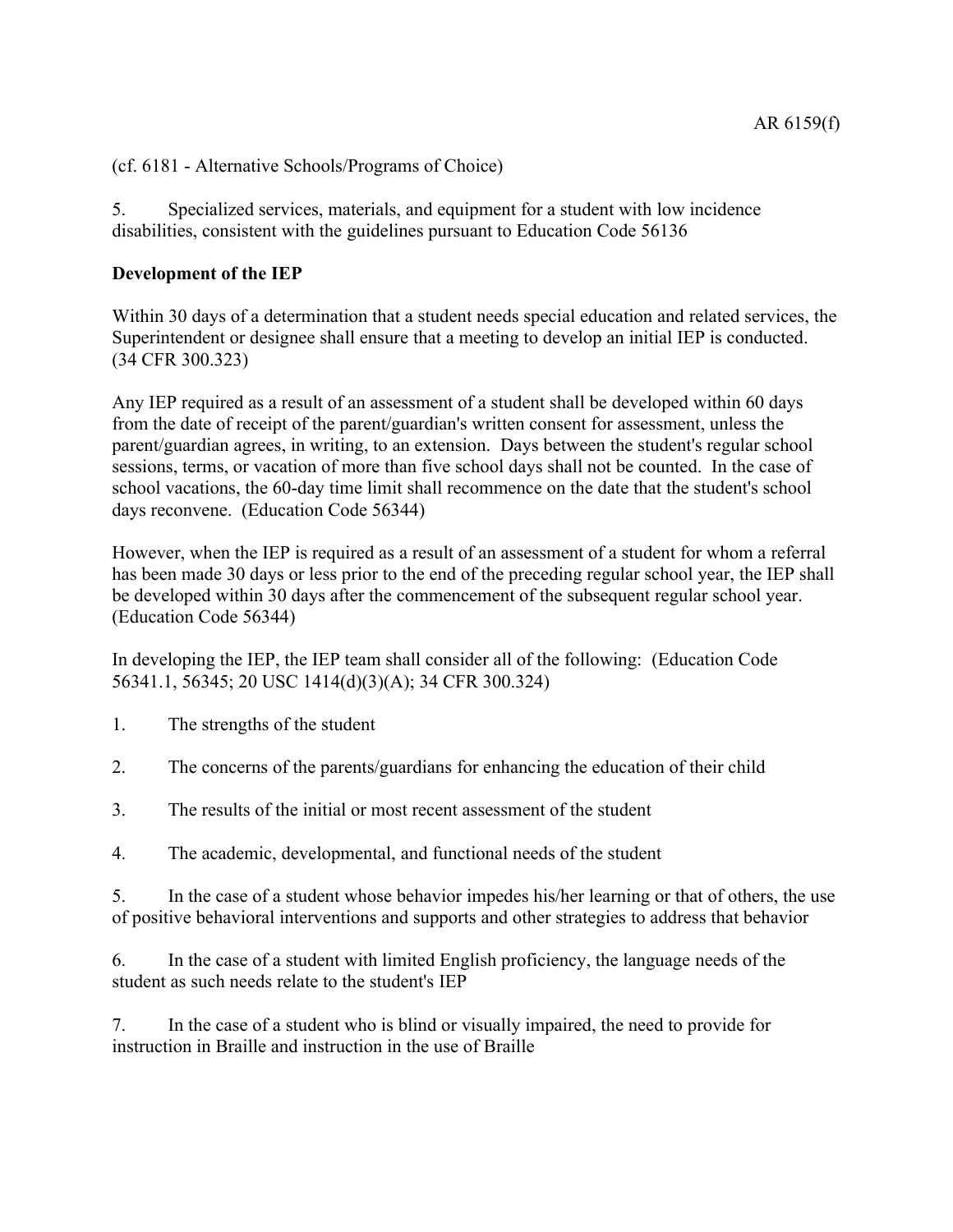(cf. 6181 - Alternative Schools/Programs of Choice)

5. Specialized services, materials, and equipment for a student with low incidence disabilities, consistent with the guidelines pursuant to Education Code 56136

**Development of the IEP**

Within 30 days of a determination that a student needs special education and related services, the Superintendent or designee shall ensure that a meeting to develop an initial IEP is conducted. (34 CFR 300.323)

Any IEP required as a result of an assessment of a student shall be developed within 60 days from the date of receipt of the parent/guardian's written consent for assessment, unless the parent/guardian agrees, in writing, to an extension. Days between the student's regular school sessions, terms, or vacation of more than five school days shall not be counted. In the case of school vacations, the 60-day time limit shall recommence on the date that the student's school days reconvene. (Education Code 56344)

However, when the IEP is required as a result of an assessment of a student for whom a referral has been made 30 days or less prior to the end of the preceding regular school year, the IEP shall be developed within 30 days after the commencement of the subsequent regular school year. (Education Code 56344)

In developing the IEP, the IEP team shall consider all of the following: (Education Code 56341.1, 56345; 20 USC 1414(d)(3)(A); 34 CFR 300.324)

1. The strengths of the student

2. The concerns of the parents/guardians for enhancing the education of their child

3. The results of the initial or most recent assessment of the student

4. The academic, developmental, and functional needs of the student

5. In the case of a student whose behavior impedes his/her learning or that of others, the use of positive behavioral interventions and supports and other strategies to address that behavior

6. In the case of a student with limited English proficiency, the language needs of the student as such needs relate to the student's IEP

7. In the case of a student who is blind or visually impaired, the need to provide for instruction in Braille and instruction in the use of Braille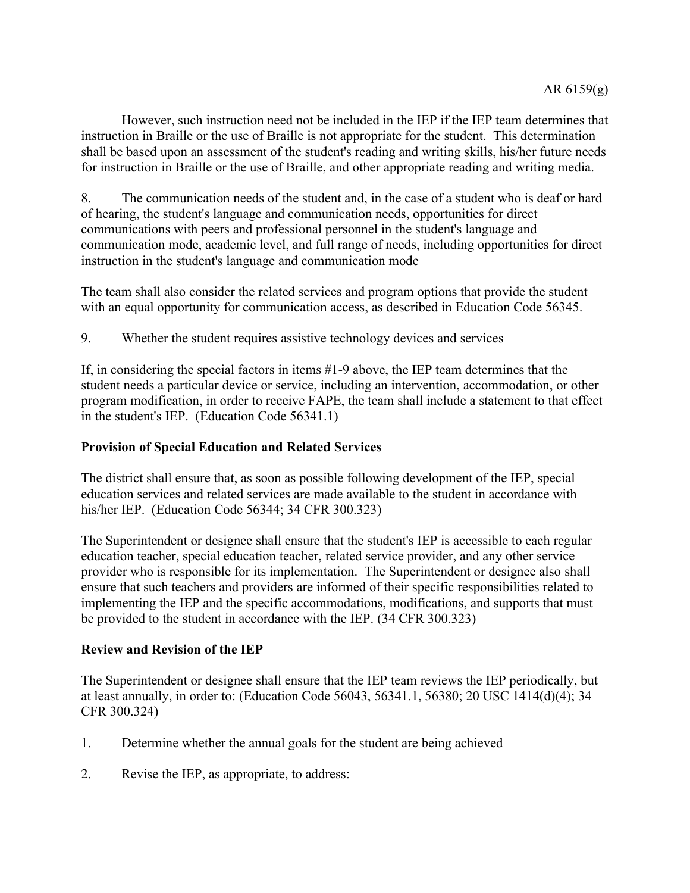However, such instruction need not be included in the IEP if the IEP team determines that instruction in Braille or the use of Braille is not appropriate for the student. This determination shall be based upon an assessment of the student's reading and writing skills, his/her future needs for instruction in Braille or the use of Braille, and other appropriate reading and writing media.

8. The communication needs of the student and, in the case of a student who is deaf or hard of hearing, the student's language and communication needs, opportunities for direct communications with peers and professional personnel in the student's language and communication mode, academic level, and full range of needs, including opportunities for direct instruction in the student's language and communication mode

The team shall also consider the related services and program options that provide the student with an equal opportunity for communication access, as described in Education Code 56345.

9. Whether the student requires assistive technology devices and services

If, in considering the special factors in items #1-9 above, the IEP team determines that the student needs a particular device or service, including an intervention, accommodation, or other program modification, in order to receive FAPE, the team shall include a statement to that effect in the student's IEP. (Education Code 56341.1)

**Provision of Special Education and Related Services**

The district shall ensure that, as soon as possible following development of the IEP, special education services and related services are made available to the student in accordance with his/her IEP. (Education Code 56344; 34 CFR 300.323)

The Superintendent or designee shall ensure that the student's IEP is accessible to each regular education teacher, special education teacher, related service provider, and any other service provider who is responsible for its implementation. The Superintendent or designee also shall ensure that such teachers and providers are informed of their specific responsibilities related to implementing the IEP and the specific accommodations, modifications, and supports that must be provided to the student in accordance with the IEP. (34 CFR 300.323)

**Review and Revision of the IEP**

The Superintendent or designee shall ensure that the IEP team reviews the IEP periodically, but at least annually, in order to: (Education Code 56043, 56341.1, 56380; 20 USC 1414(d)(4); 34 CFR 300.324)

1. Determine whether the annual goals for the student are being achieved

2. Revise the IEP, as appropriate, to address: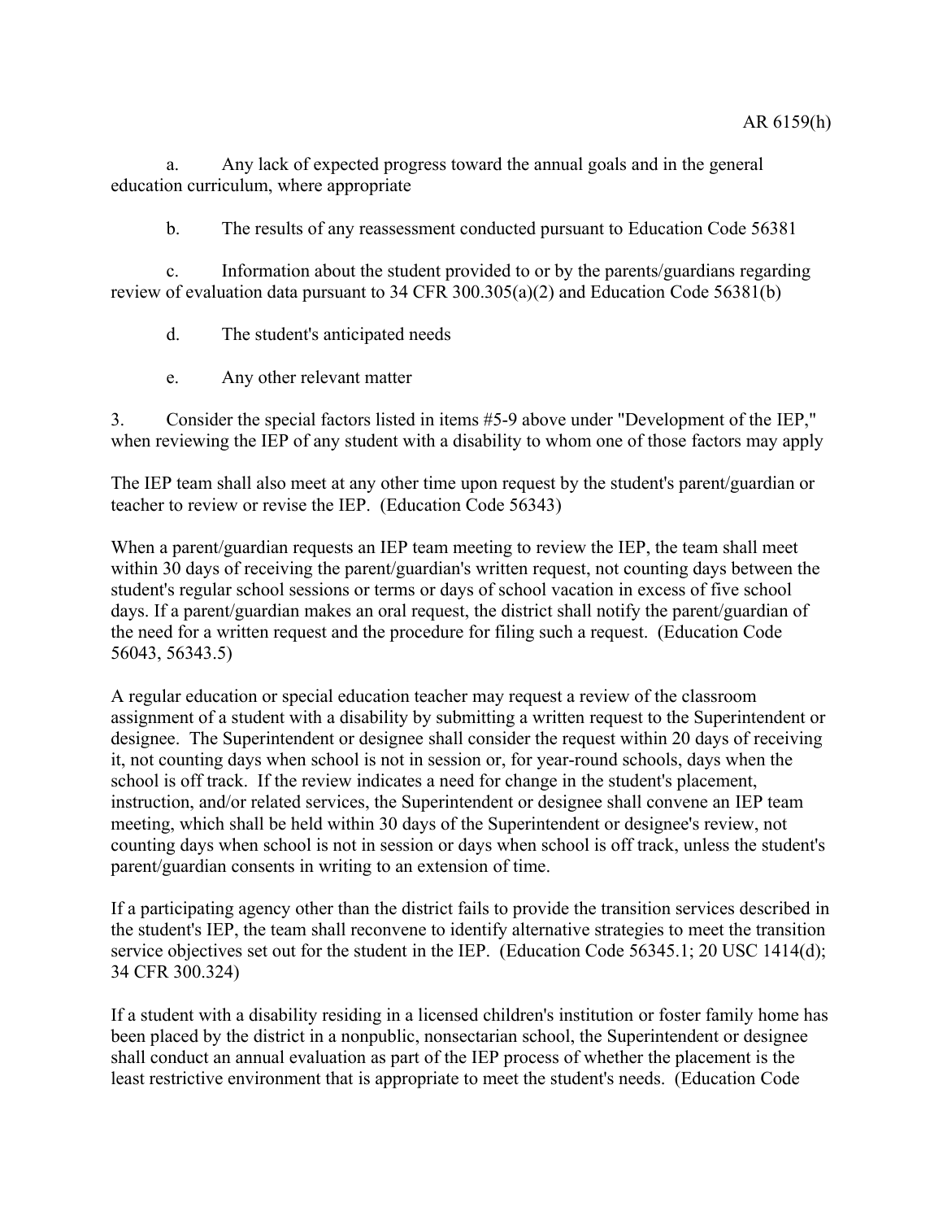a. Any lack of expected progress toward the annual goals and in the general education curriculum, where appropriate

b. The results of any reassessment conducted pursuant to Education Code 56381

c. Information about the student provided to or by the parents/guardians regarding review of evaluation data pursuant to 34 CFR 300.305(a)(2) and Education Code 56381(b)

d. The student's anticipated needs

e. Any other relevant matter

3. Consider the special factors listed in items #5-9 above under "Development of the IEP," when reviewing the IEP of any student with a disability to whom one of those factors may apply

The IEP team shall also meet at any other time upon request by the student's parent/guardian or teacher to review or revise the IEP. (Education Code 56343)

When a parent/guardian requests an IEP team meeting to review the IEP, the team shall meet within 30 days of receiving the parent/guardian's written request, not counting days between the student's regular school sessions or terms or days of school vacation in excess of five school days. If a parent/guardian makes an oral request, the district shall notify the parent/guardian of the need for a written request and the procedure for filing such a request. (Education Code 56043, 56343.5)

A regular education or special education teacher may request a review of the classroom assignment of a student with a disability by submitting a written request to the Superintendent or designee. The Superintendent or designee shall consider the request within 20 days of receiving it, not counting days when school is not in session or, for year-round schools, days when the school is off track. If the review indicates a need for change in the student's placement, instruction, and/or related services, the Superintendent or designee shall convene an IEP team meeting, which shall be held within 30 days of the Superintendent or designee's review, not counting days when school is not in session or days when school is off track, unless the student's parent/guardian consents in writing to an extension of time.

If a participating agency other than the district fails to provide the transition services described in the student's IEP, the team shall reconvene to identify alternative strategies to meet the transition service objectives set out for the student in the IEP. (Education Code 56345.1; 20 USC 1414(d); 34 CFR 300.324)

If a student with a disability residing in a licensed children's institution or foster family home has been placed by the district in a nonpublic, nonsectarian school, the Superintendent or designee shall conduct an annual evaluation as part of the IEP process of whether the placement is the least restrictive environment that is appropriate to meet the student's needs. (Education Code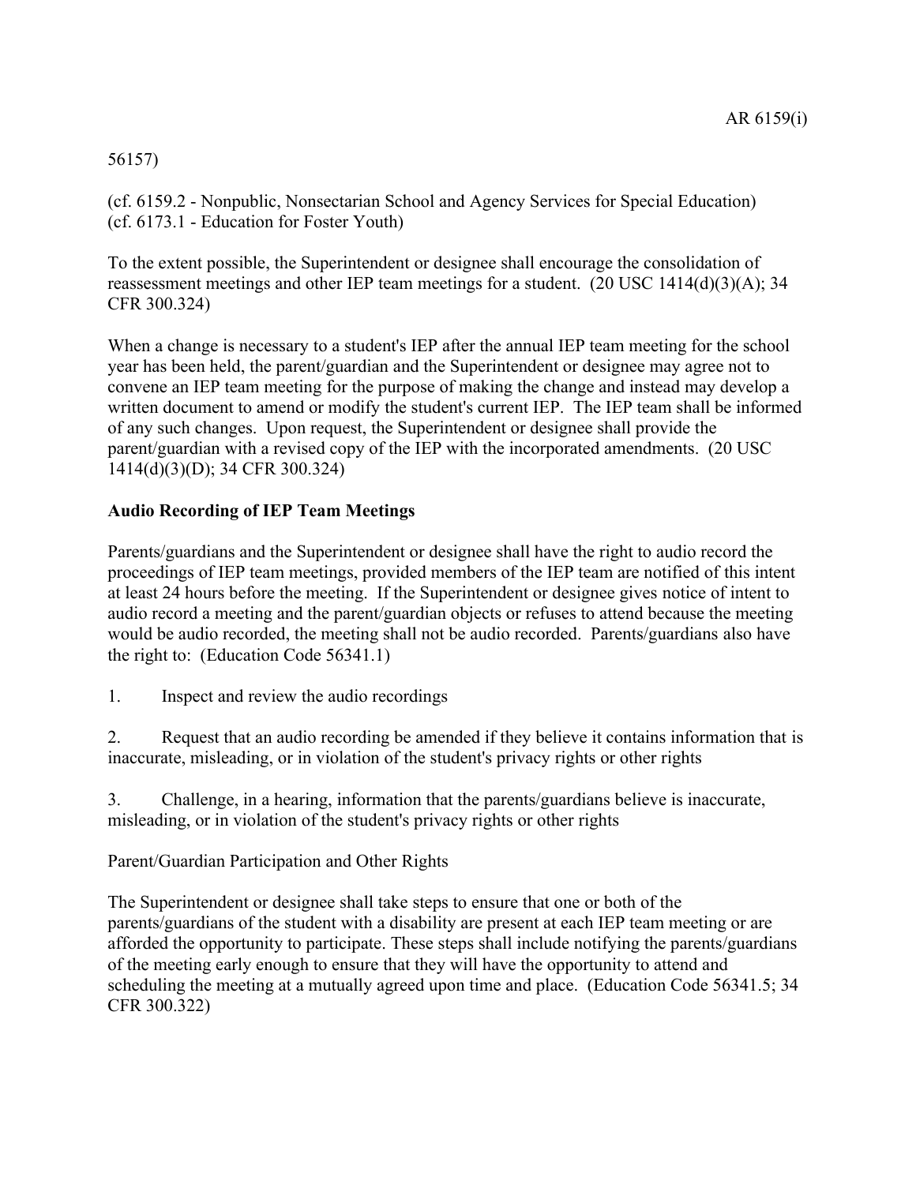56157)

(cf. 6159.2 - Nonpublic, Nonsectarian School and Agency Services for Special Education)
(cf. 6173.1 - Education for Foster Youth)

To the extent possible, the Superintendent or designee shall encourage the consolidation of reassessment meetings and other IEP team meetings for a student. (20 USC 1414(d)(3)(A); 34 CFR 300.324)

When a change is necessary to a student's IEP after the annual IEP team meeting for the school year has been held, the parent/guardian and the Superintendent or designee may agree not to convene an IEP team meeting for the purpose of making the change and instead may develop a written document to amend or modify the student's current IEP. The IEP team shall be informed of any such changes. Upon request, the Superintendent or designee shall provide the parent/guardian with a revised copy of the IEP with the incorporated amendments. (20 USC 1414(d)(3)(D); 34 CFR 300.324)

**Audio Recording of IEP Team Meetings**

Parents/guardians and the Superintendent or designee shall have the right to audio record the proceedings of IEP team meetings, provided members of the IEP team are notified of this intent at least 24 hours before the meeting. If the Superintendent or designee gives notice of intent to audio record a meeting and the parent/guardian objects or refuses to attend because the meeting would be audio recorded, the meeting shall not be audio recorded. Parents/guardians also have the right to: (Education Code 56341.1)

1. Inspect and review the audio recordings

2. Request that an audio recording be amended if they believe it contains information that is inaccurate, misleading, or in violation of the student's privacy rights or other rights

3. Challenge, in a hearing, information that the parents/guardians believe is inaccurate, misleading, or in violation of the student's privacy rights or other rights

Parent/Guardian Participation and Other Rights

The Superintendent or designee shall take steps to ensure that one or both of the parents/guardians of the student with a disability are present at each IEP team meeting or are afforded the opportunity to participate. These steps shall include notifying the parents/guardians of the meeting early enough to ensure that they will have the opportunity to attend and scheduling the meeting at a mutually agreed upon time and place. (Education Code 56341.5; 34 CFR 300.322)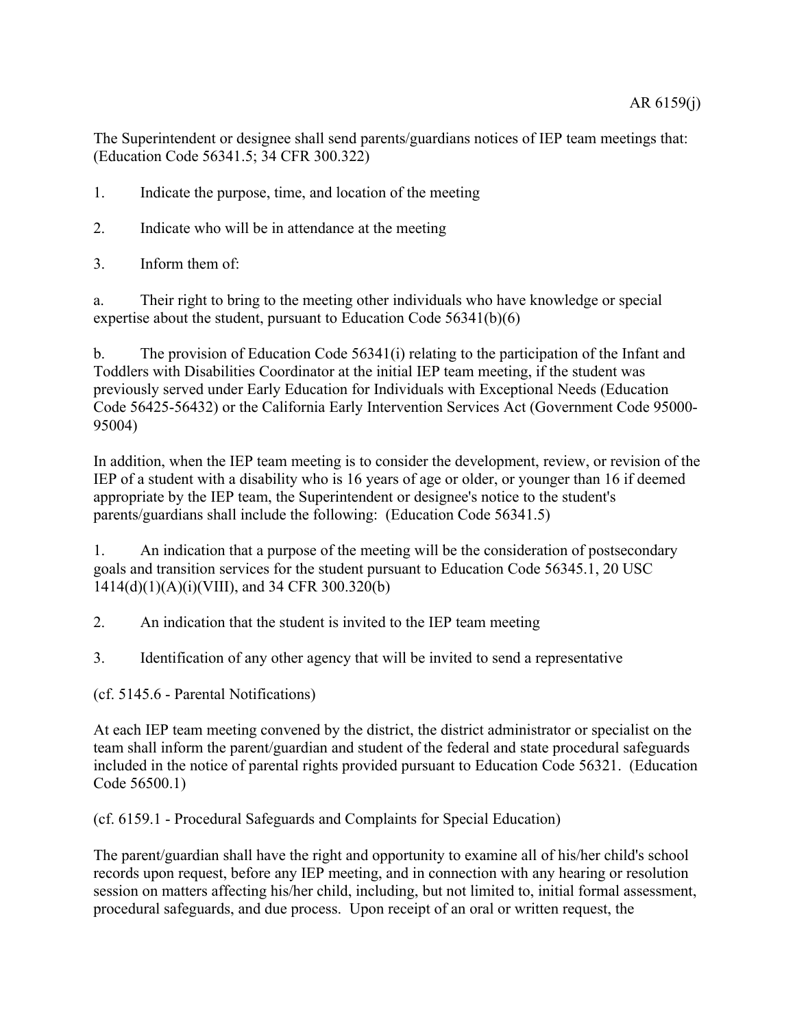The Superintendent or designee shall send parents/guardians notices of IEP team meetings that: (Education Code 56341.5; 34 CFR 300.322)

1. Indicate the purpose, time, and location of the meeting

2. Indicate who will be in attendance at the meeting

3. Inform them of:

a. Their right to bring to the meeting other individuals who have knowledge or special expertise about the student, pursuant to Education Code 56341(b)(6)

b. The provision of Education Code 56341(i) relating to the participation of the Infant and Toddlers with Disabilities Coordinator at the initial IEP team meeting, if the student was previously served under Early Education for Individuals with Exceptional Needs (Education Code 56425-56432) or the California Early Intervention Services Act (Government Code 95000-95004)

In addition, when the IEP team meeting is to consider the development, review, or revision of the IEP of a student with a disability who is 16 years of age or older, or younger than 16 if deemed appropriate by the IEP team, the Superintendent or designee's notice to the student's parents/guardians shall include the following: (Education Code 56341.5)

1. An indication that a purpose of the meeting will be the consideration of postsecondary goals and transition services for the student pursuant to Education Code 56345.1, 20 USC 1414(d)(1)(A)(i)(VIII), and 34 CFR 300.320(b)

2. An indication that the student is invited to the IEP team meeting

3. Identification of any other agency that will be invited to send a representative

(cf. 5145.6 - Parental Notifications)

At each IEP team meeting convened by the district, the district administrator or specialist on the team shall inform the parent/guardian and student of the federal and state procedural safeguards included in the notice of parental rights provided pursuant to Education Code 56321. (Education Code 56500.1)

(cf. 6159.1 - Procedural Safeguards and Complaints for Special Education)

The parent/guardian shall have the right and opportunity to examine all of his/her child's school records upon request, before any IEP meeting, and in connection with any hearing or resolution session on matters affecting his/her child, including, but not limited to, initial formal assessment, procedural safeguards, and due process. Upon receipt of an oral or written request, the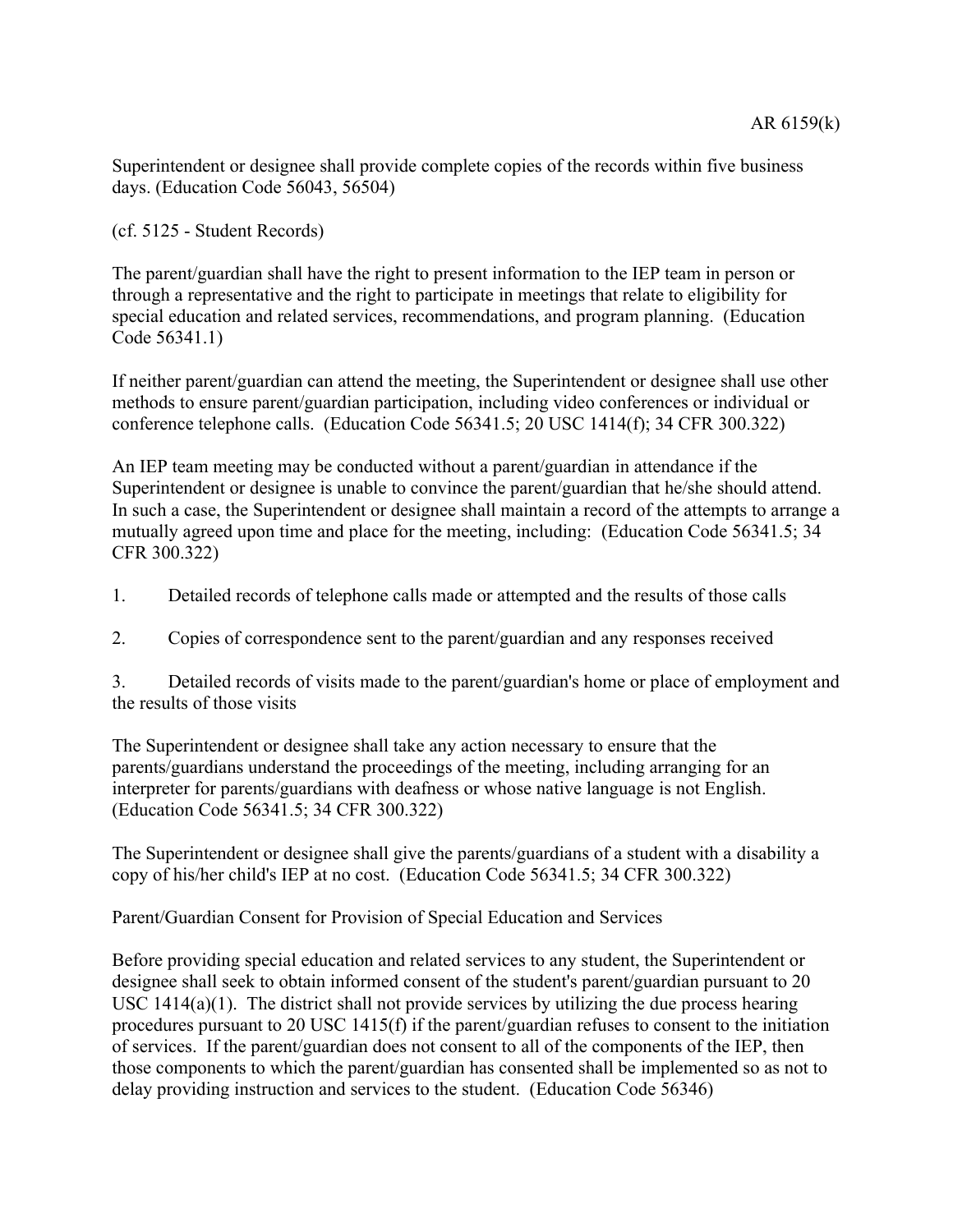Superintendent or designee shall provide complete copies of the records within five business days. (Education Code 56043, 56504)

(cf. 5125 - Student Records)

The parent/guardian shall have the right to present information to the IEP team in person or through a representative and the right to participate in meetings that relate to eligibility for special education and related services, recommendations, and program planning. (Education Code 56341.1)

If neither parent/guardian can attend the meeting, the Superintendent or designee shall use other methods to ensure parent/guardian participation, including video conferences or individual or conference telephone calls. (Education Code 56341.5; 20 USC 1414(f); 34 CFR 300.322)

An IEP team meeting may be conducted without a parent/guardian in attendance if the Superintendent or designee is unable to convince the parent/guardian that he/she should attend. In such a case, the Superintendent or designee shall maintain a record of the attempts to arrange a mutually agreed upon time and place for the meeting, including: (Education Code 56341.5; 34 CFR 300.322)

1. Detailed records of telephone calls made or attempted and the results of those calls

2. Copies of correspondence sent to the parent/guardian and any responses received

3. Detailed records of visits made to the parent/guardian's home or place of employment and the results of those visits

The Superintendent or designee shall take any action necessary to ensure that the parents/guardians understand the proceedings of the meeting, including arranging for an interpreter for parents/guardians with deafness or whose native language is not English. (Education Code 56341.5; 34 CFR 300.322)

The Superintendent or designee shall give the parents/guardians of a student with a disability a copy of his/her child's IEP at no cost. (Education Code 56341.5; 34 CFR 300.322)

Parent/Guardian Consent for Provision of Special Education and Services

Before providing special education and related services to any student, the Superintendent or designee shall seek to obtain informed consent of the student's parent/guardian pursuant to 20 USC 1414(a)(1). The district shall not provide services by utilizing the due process hearing procedures pursuant to 20 USC 1415(f) if the parent/guardian refuses to consent to the initiation of services. If the parent/guardian does not consent to all of the components of the IEP, then those components to which the parent/guardian has consented shall be implemented so as not to delay providing instruction and services to the student. (Education Code 56346)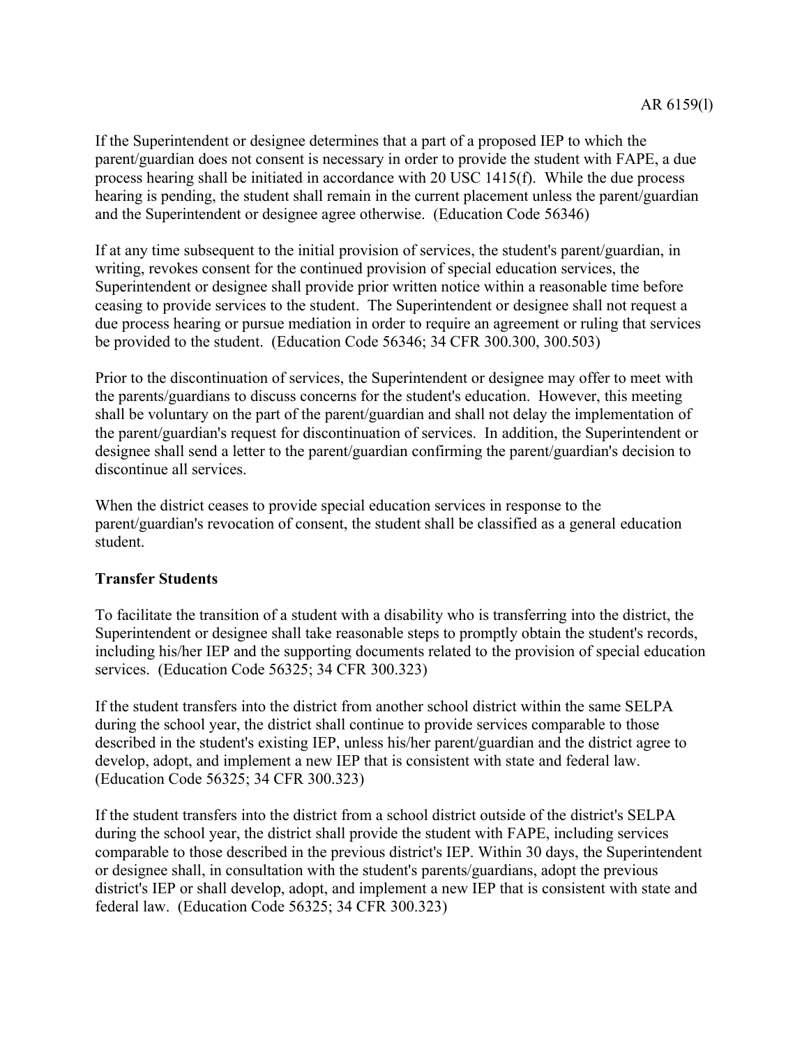If the Superintendent or designee determines that a part of a proposed IEP to which the parent/guardian does not consent is necessary in order to provide the student with FAPE, a due process hearing shall be initiated in accordance with 20 USC 1415(f). While the due process hearing is pending, the student shall remain in the current placement unless the parent/guardian and the Superintendent or designee agree otherwise. (Education Code 56346)

If at any time subsequent to the initial provision of services, the student's parent/guardian, in writing, revokes consent for the continued provision of special education services, the Superintendent or designee shall provide prior written notice within a reasonable time before ceasing to provide services to the student. The Superintendent or designee shall not request a due process hearing or pursue mediation in order to require an agreement or ruling that services be provided to the student. (Education Code 56346; 34 CFR 300.300, 300.503)

Prior to the discontinuation of services, the Superintendent or designee may offer to meet with the parents/guardians to discuss concerns for the student's education. However, this meeting shall be voluntary on the part of the parent/guardian and shall not delay the implementation of the parent/guardian's request for discontinuation of services. In addition, the Superintendent or designee shall send a letter to the parent/guardian confirming the parent/guardian's decision to discontinue all services.

When the district ceases to provide special education services in response to the parent/guardian's revocation of consent, the student shall be classified as a general education student.

**Transfer Students**

To facilitate the transition of a student with a disability who is transferring into the district, the Superintendent or designee shall take reasonable steps to promptly obtain the student's records, including his/her IEP and the supporting documents related to the provision of special education services. (Education Code 56325; 34 CFR 300.323)

If the student transfers into the district from another school district within the same SELPA during the school year, the district shall continue to provide services comparable to those described in the student's existing IEP, unless his/her parent/guardian and the district agree to develop, adopt, and implement a new IEP that is consistent with state and federal law. (Education Code 56325; 34 CFR 300.323)

If the student transfers into the district from a school district outside of the district's SELPA during the school year, the district shall provide the student with FAPE, including services comparable to those described in the previous district's IEP. Within 30 days, the Superintendent or designee shall, in consultation with the student's parents/guardians, adopt the previous district's IEP or shall develop, adopt, and implement a new IEP that is consistent with state and federal law. (Education Code 56325; 34 CFR 300.323)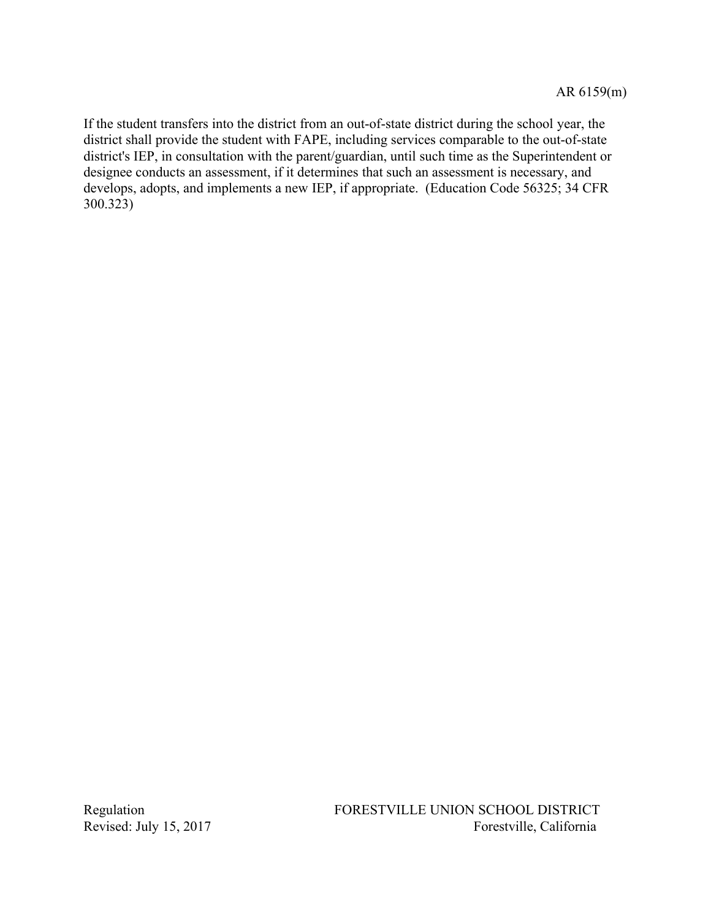If the student transfers into the district from an out-of-state district during the school year, the district shall provide the student with FAPE, including services comparable to the out-of-state district's IEP, in consultation with the parent/guardian, until such time as the Superintendent or designee conducts an assessment, if it determines that such an assessment is necessary, and develops, adopts, and implements a new IEP, if appropriate. (Education Code 56325; 34 CFR 300.323)

Regulation
Revised: July 15, 2017

FORESTVILLE UNION SCHOOL DISTRICT
Forestville, California